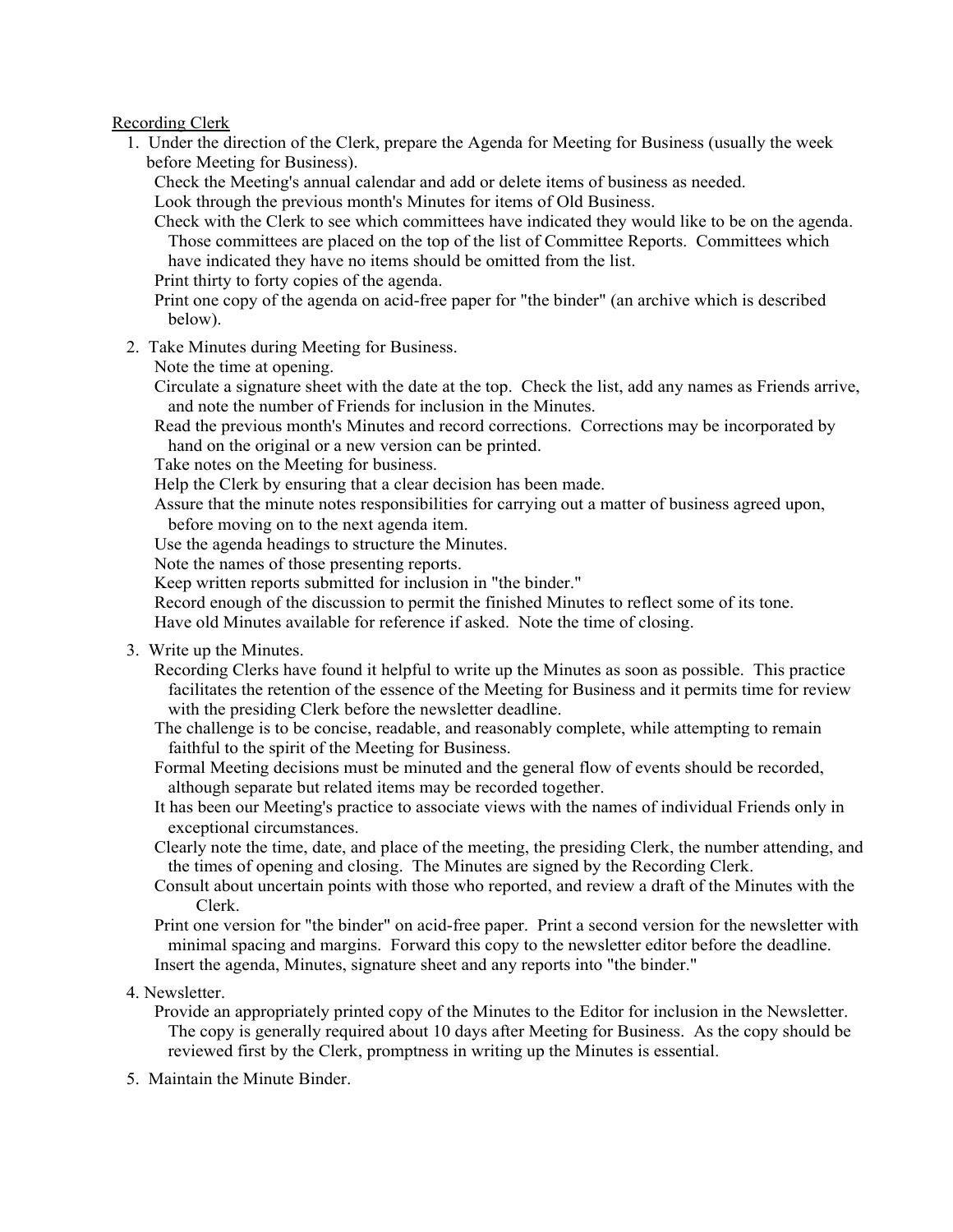<u>Recording Clerk</u>

1. Under the direction of the Clerk, prepare the Agenda for Meeting for Business (usually the week before Meeting for Business).
   - Check the Meeting's annual calendar and add or delete items of business as needed.
   - Look through the previous month's Minutes for items of Old Business.
   - Check with the Clerk to see which committees have indicated they would like to be on the agenda. Those committees are placed on the top of the list of Committee Reports. Committees which have indicated they have no items should be omitted from the list.
   - Print thirty to forty copies of the agenda.
   - Print one copy of the agenda on acid-free paper for "the binder" (an archive which is described below).

2. Take Minutes during Meeting for Business.
   - Note the time at opening.
   - Circulate a signature sheet with the date at the top. Check the list, add any names as Friends arrive, and note the number of Friends for inclusion in the Minutes.
   - Read the previous month's Minutes and record corrections. Corrections may be incorporated by hand on the original or a new version can be printed.
   - Take notes on the Meeting for business.
   - Help the Clerk by ensuring that a clear decision has been made.
   - Assure that the minute notes responsibilities for carrying out a matter of business agreed upon, before moving on to the next agenda item.
   - Use the agenda headings to structure the Minutes.
   - Note the names of those presenting reports.
   - Keep written reports submitted for inclusion in "the binder."
   - Record enough of the discussion to permit the finished Minutes to reflect some of its tone.
   - Have old Minutes available for reference if asked. Note the time of closing.

3. Write up the Minutes.
   - Recording Clerks have found it helpful to write up the Minutes as soon as possible. This practice facilitates the retention of the essence of the Meeting for Business and it permits time for review with the presiding Clerk before the newsletter deadline.
   - The challenge is to be concise, readable, and reasonably complete, while attempting to remain faithful to the spirit of the Meeting for Business.
   - Formal Meeting decisions must be minuted and the general flow of events should be recorded, although separate but related items may be recorded together.
   - It has been our Meeting's practice to associate views with the names of individual Friends only in exceptional circumstances.
   - Clearly note the time, date, and place of the meeting, the presiding Clerk, the number attending, and the times of opening and closing. The Minutes are signed by the Recording Clerk.
   - Consult about uncertain points with those who reported, and review a draft of the Minutes with the Clerk.
   - Print one version for "the binder" on acid-free paper. Print a second version for the newsletter with minimal spacing and margins. Forward this copy to the newsletter editor before the deadline.
   - Insert the agenda, Minutes, signature sheet and any reports into "the binder."

4. Newsletter.
   - Provide an appropriately printed copy of the Minutes to the Editor for inclusion in the Newsletter. The copy is generally required about 10 days after Meeting for Business. As the copy should be reviewed first by the Clerk, promptness in writing up the Minutes is essential.

5. Maintain the Minute Binder.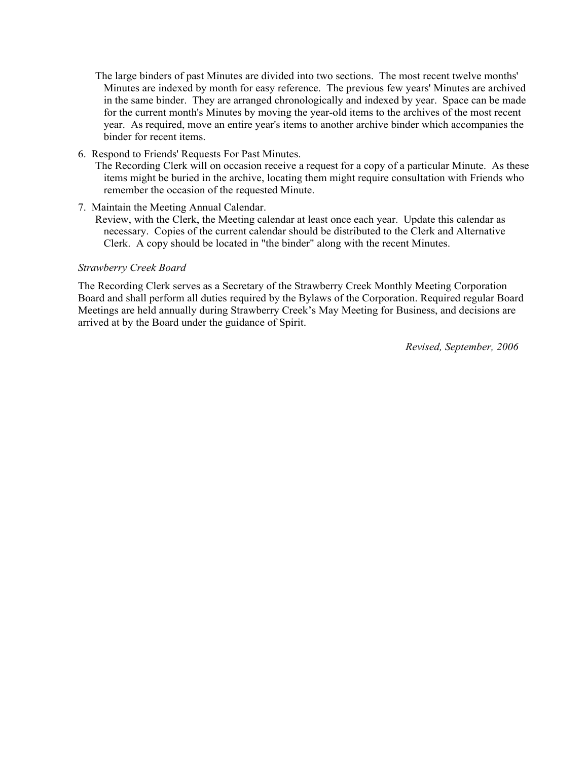The large binders of past Minutes are divided into two sections. The most recent twelve months' Minutes are indexed by month for easy reference. The previous few years' Minutes are archived in the same binder. They are arranged chronologically and indexed by year. Space can be made for the current month's Minutes by moving the year-old items to the archives of the most recent year. As required, move an entire year's items to another archive binder which accompanies the binder for recent items.

6. Respond to Friends' Requests For Past Minutes.
   The Recording Clerk will on occasion receive a request for a copy of a particular Minute. As these items might be buried in the archive, locating them might require consultation with Friends who remember the occasion of the requested Minute.

7. Maintain the Meeting Annual Calendar.
   Review, with the Clerk, the Meeting calendar at least once each year. Update this calendar as necessary. Copies of the current calendar should be distributed to the Clerk and Alternative Clerk. A copy should be located in "the binder" along with the recent Minutes.

*Strawberry Creek Board*

The Recording Clerk serves as a Secretary of the Strawberry Creek Monthly Meeting Corporation Board and shall perform all duties required by the Bylaws of the Corporation. Required regular Board Meetings are held annually during Strawberry Creek's May Meeting for Business, and decisions are arrived at by the Board under the guidance of Spirit.

*Revised, September, 2006*